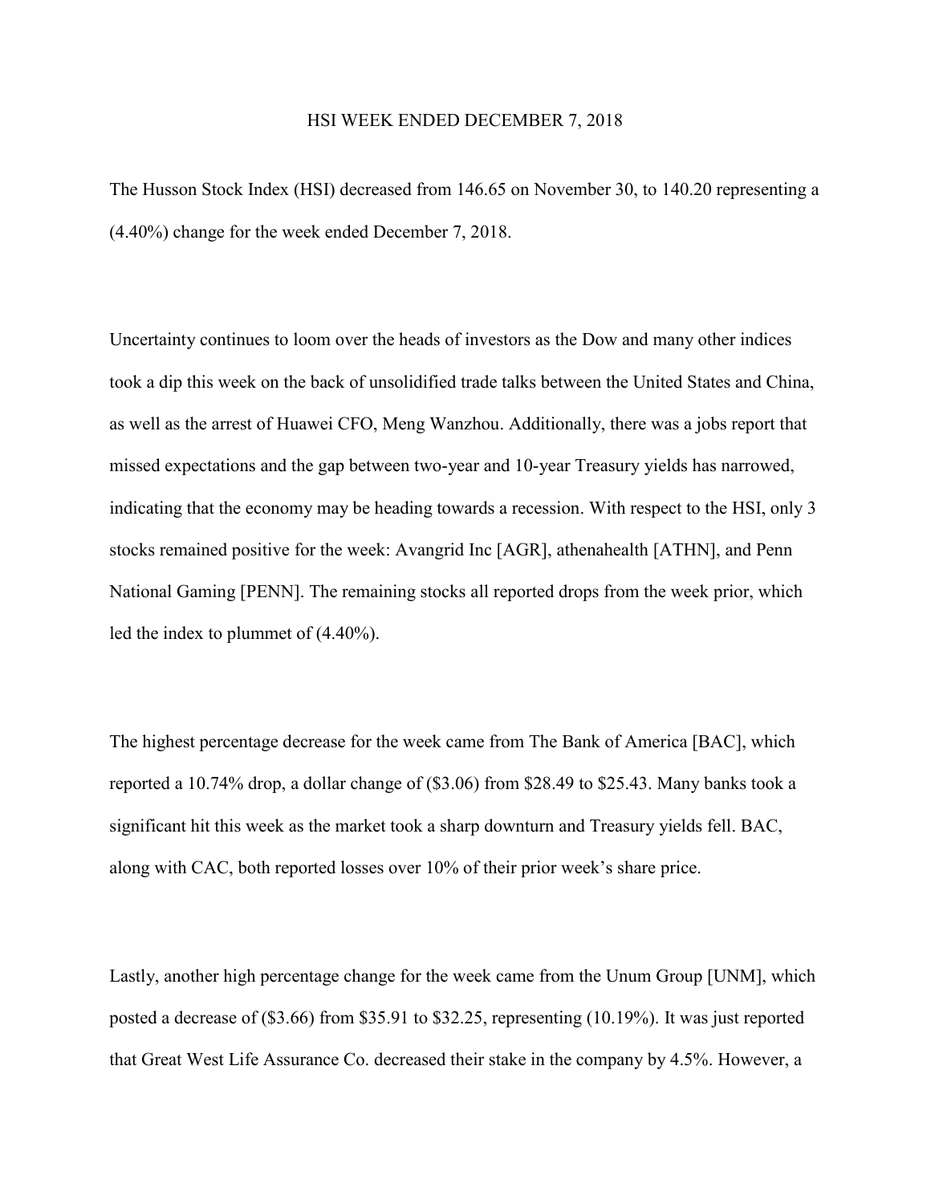# HSI WEEK ENDED DECEMBER 7, 2018

The Husson Stock Index (HSI) decreased from 146.65 on November 30, to 140.20 representing a (4.40%) change for the week ended December 7, 2018.

Uncertainty continues to loom over the heads of investors as the Dow and many other indices took a dip this week on the back of unsolidified trade talks between the United States and China, as well as the arrest of Huawei CFO, Meng Wanzhou. Additionally, there was a jobs report that missed expectations and the gap between two-year and 10-year Treasury yields has narrowed, indicating that the economy may be heading towards a recession. With respect to the HSI, only 3 stocks remained positive for the week: Avangrid Inc [AGR], athenahealth [ATHN], and Penn National Gaming [PENN]. The remaining stocks all reported drops from the week prior, which led the index to plummet of (4.40%).

The highest percentage decrease for the week came from The Bank of America [BAC], which reported a 10.74% drop, a dollar change of ($3.06) from $28.49 to $25.43. Many banks took a significant hit this week as the market took a sharp downturn and Treasury yields fell. BAC, along with CAC, both reported losses over 10% of their prior week's share price.

Lastly, another high percentage change for the week came from the Unum Group [UNM], which posted a decrease of ($3.66) from $35.91 to $32.25, representing (10.19%). It was just reported that Great West Life Assurance Co. decreased their stake in the company by 4.5%. However, a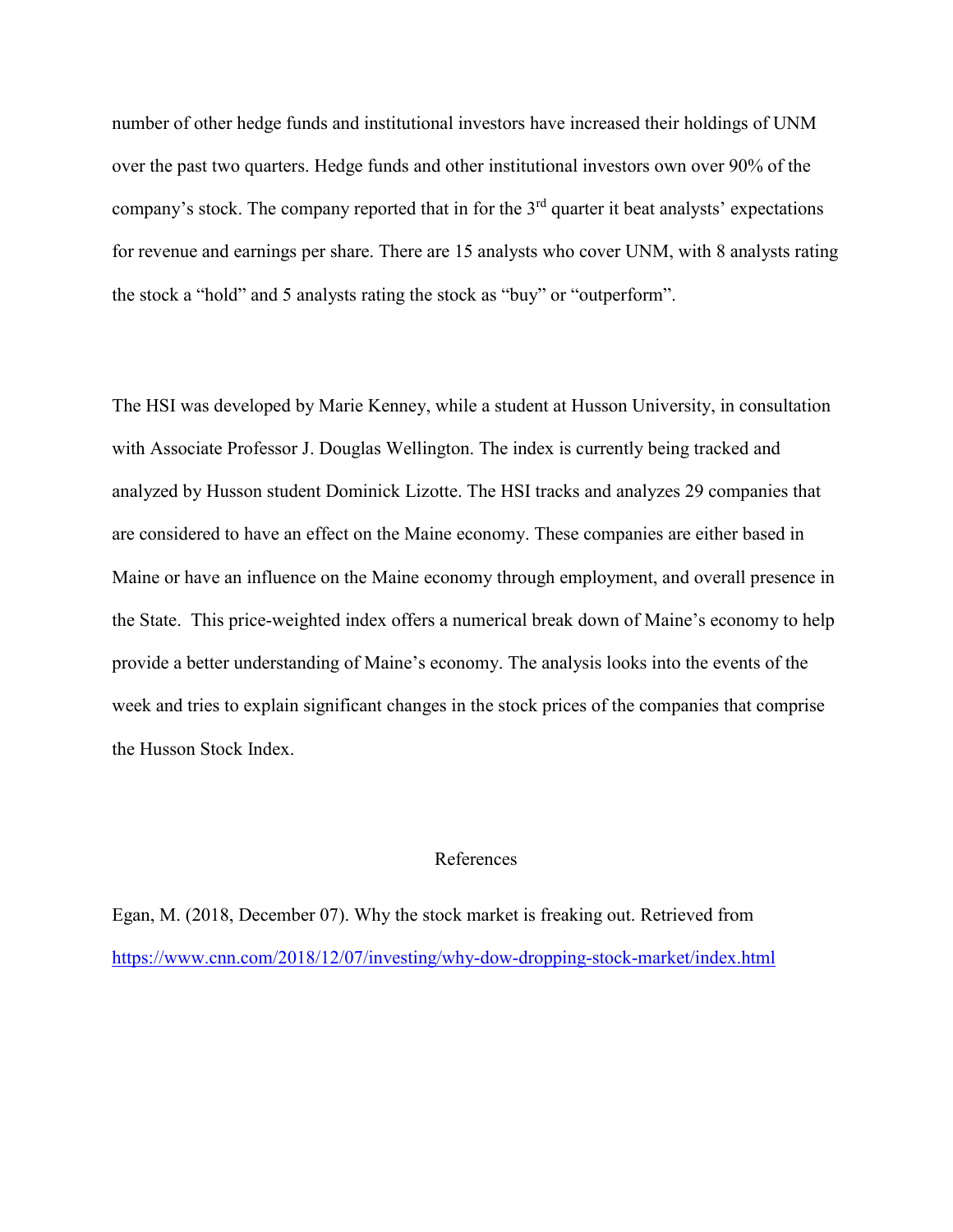number of other hedge funds and institutional investors have increased their holdings of UNM over the past two quarters. Hedge funds and other institutional investors own over 90% of the company's stock. The company reported that in for the 3rd quarter it beat analysts' expectations for revenue and earnings per share. There are 15 analysts who cover UNM, with 8 analysts rating the stock a "hold" and 5 analysts rating the stock as "buy" or "outperform".

The HSI was developed by Marie Kenney, while a student at Husson University, in consultation with Associate Professor J. Douglas Wellington. The index is currently being tracked and analyzed by Husson student Dominick Lizotte. The HSI tracks and analyzes 29 companies that are considered to have an effect on the Maine economy. These companies are either based in Maine or have an influence on the Maine economy through employment, and overall presence in the State. This price-weighted index offers a numerical break down of Maine's economy to help provide a better understanding of Maine's economy. The analysis looks into the events of the week and tries to explain significant changes in the stock prices of the companies that comprise the Husson Stock Index.

## References

Egan, M. (2018, December 07). Why the stock market is freaking out. Retrieved from https://www.cnn.com/2018/12/07/investing/why-dow-dropping-stock-market/index.html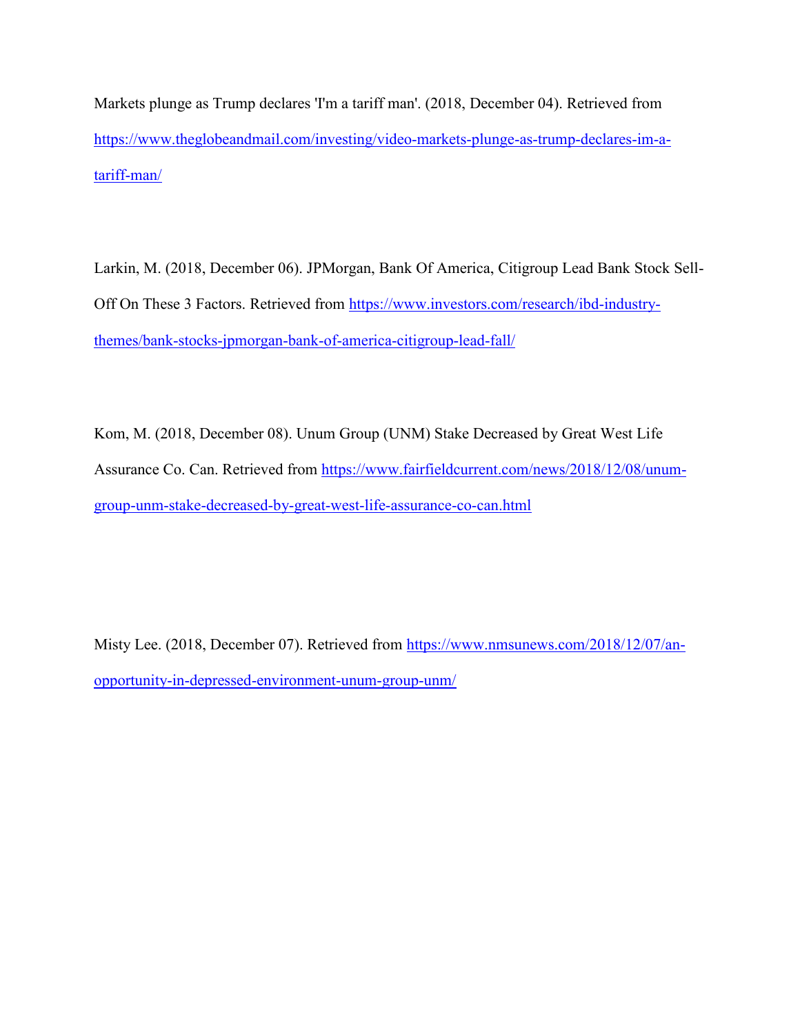Markets plunge as Trump declares 'I'm a tariff man'. (2018, December 04). Retrieved from https://www.theglobeandmail.com/investing/video-markets-plunge-as-trump-declares-im-a-tariff-man/

Larkin, M. (2018, December 06). JPMorgan, Bank Of America, Citigroup Lead Bank Stock Sell-Off On These 3 Factors. Retrieved from https://www.investors.com/research/ibd-industry-themes/bank-stocks-jpmorgan-bank-of-america-citigroup-lead-fall/

Kom, M. (2018, December 08). Unum Group (UNM) Stake Decreased by Great West Life Assurance Co. Can. Retrieved from https://www.fairfieldcurrent.com/news/2018/12/08/unum-group-unm-stake-decreased-by-great-west-life-assurance-co-can.html

Misty Lee. (2018, December 07). Retrieved from https://www.nmsunews.com/2018/12/07/an-opportunity-in-depressed-environment-unum-group-unm/